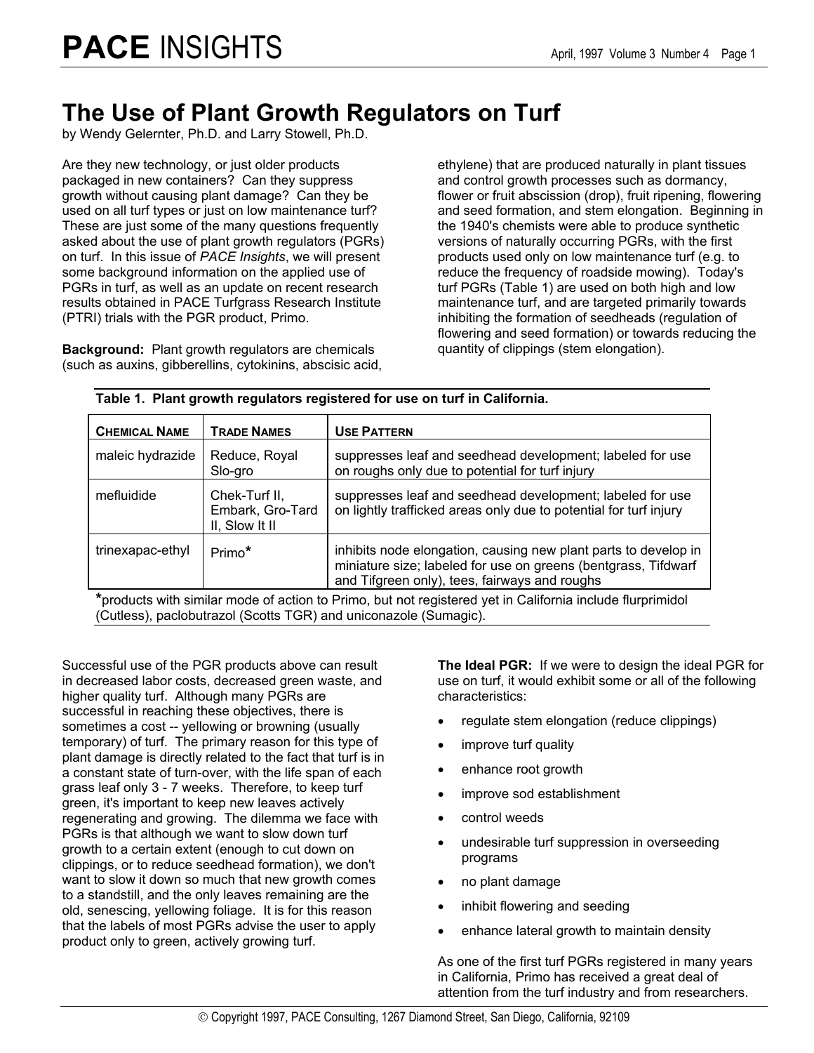# PACE INSIGHTS

# The Use of Plant Growth Regulators on Turf

by Wendy Gelernter, Ph.D. and Larry Stowell, Ph.D.

Are they new technology, or just older products packaged in new containers? Can they suppress growth without causing plant damage? Can they be used on all turf types or just on low maintenance turf? These are just some of the many questions frequently asked about the use of plant growth regulators (PGRs) on turf. In this issue of *PACE Insights*, we will present some background information on the applied use of PGRs in turf, as well as an update on recent research results obtained in PACE Turfgrass Research Institute (PTRI) trials with the PGR product, Primo.

**Background:** Plant growth regulators are chemicals (such as auxins, gibberellins, cytokinins, abscisic acid, ethylene) that are produced naturally in plant tissues and control growth processes such as dormancy, flower or fruit abscission (drop), fruit ripening, flowering and seed formation, and stem elongation. Beginning in the 1940's chemists were able to produce synthetic versions of naturally occurring PGRs, with the first products used only on low maintenance turf (e.g. to reduce the frequency of roadside mowing). Today's turf PGRs (Table 1) are used on both high and low maintenance turf, and are targeted primarily towards inhibiting the formation of seedheads (regulation of flowering and seed formation) or towards reducing the quantity of clippings (stem elongation).

**Table 1. Plant growth regulators registered for use on turf in California.**

| CHEMICAL NAME | TRADE NAMES | USE PATTERN |
|---|---|---|
| maleic hydrazide | Reduce, Royal Slo-gro | suppresses leaf and seedhead development; labeled for use on roughs only due to potential for turf injury |
| mefluidide | Chek-Turf II, Embark, Gro-Tard II, Slow It II | suppresses leaf and seedhead development; labeled for use on lightly trafficked areas only due to potential for turf injury |
| trinexapac-ethyl | Primo* | inhibits node elongation, causing new plant parts to develop in miniature size; labeled for use on greens (bentgrass, Tifdwarf and Tifgreen only), tees, fairways and roughs |

*products with similar mode of action to Primo, but not registered yet in California include flurprimidol (Cutless), paclobutrazol (Scotts TGR) and uniconazole (Sumagic).

Successful use of the PGR products above can result in decreased labor costs, decreased green waste, and higher quality turf. Although many PGRs are successful in reaching these objectives, there is sometimes a cost -- yellowing or browning (usually temporary) of turf. The primary reason for this type of plant damage is directly related to the fact that turf is in a constant state of turn-over, with the life span of each grass leaf only 3 - 7 weeks. Therefore, to keep turf green, it's important to keep new leaves actively regenerating and growing. The dilemma we face with PGRs is that although we want to slow down turf growth to a certain extent (enough to cut down on clippings, or to reduce seedhead formation), we don't want to slow it down so much that new growth comes to a standstill, and the only leaves remaining are the old, senescing, yellowing foliage. It is for this reason that the labels of most PGRs advise the user to apply product only to green, actively growing turf.

**The Ideal PGR:** If we were to design the ideal PGR for use on turf, it would exhibit some or all of the following characteristics:

- regulate stem elongation (reduce clippings)
- improve turf quality
- enhance root growth
- improve sod establishment
- control weeds
- undesirable turf suppression in overseeding programs
- no plant damage
- inhibit flowering and seeding
- enhance lateral growth to maintain density

As one of the first turf PGRs registered in many years in California, Primo has received a great deal of attention from the turf industry and from researchers.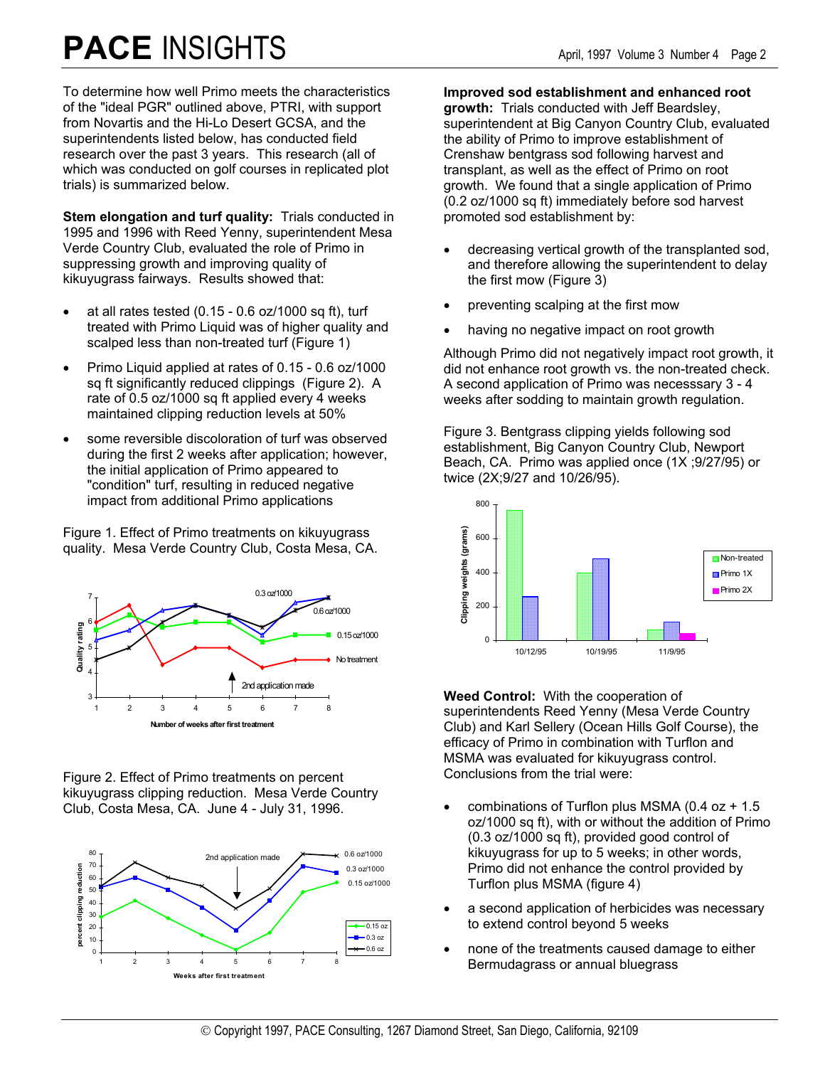To determine how well Primo meets the characteristics of the "ideal PGR" outlined above, PTRI, with support from Novartis and the Hi-Lo Desert GCSA, and the superintendents listed below, has conducted field research over the past 3 years. This research (all of which was conducted on golf courses in replicated plot trials) is summarized below.

**Stem elongation and turf quality:** Trials conducted in 1995 and 1996 with Reed Yenny, superintendent Mesa Verde Country Club, evaluated the role of Primo in suppressing growth and improving quality of kikuyugrass fairways. Results showed that:

- at all rates tested (0.15 - 0.6 oz/1000 sq ft), turf treated with Primo Liquid was of higher quality and scalped less than non-treated turf (Figure 1)
- Primo Liquid applied at rates of 0.15 - 0.6 oz/1000 sq ft significantly reduced clippings (Figure 2). A rate of 0.5 oz/1000 sq ft applied every 4 weeks maintained clipping reduction levels at 50%
- some reversible discoloration of turf was observed during the first 2 weeks after application; however, the initial application of Primo appeared to "condition" turf, resulting in reduced negative impact from additional Primo applications

Figure 1. Effect of Primo treatments on kikuyugrass quality. Mesa Verde Country Club, Costa Mesa, CA.

Figure 2. Effect of Primo treatments on percent kikuyugrass clipping reduction. Mesa Verde Country Club, Costa Mesa, CA. June 4 - July 31, 1996.

**Improved sod establishment and enhanced root growth:** Trials conducted with Jeff Beardsley, superintendent at Big Canyon Country Club, evaluated the ability of Primo to improve establishment of Crenshaw bentgrass sod following harvest and transplant, as well as the effect of Primo on root growth. We found that a single application of Primo (0.2 oz/1000 sq ft) immediately before sod harvest promoted sod establishment by:

- decreasing vertical growth of the transplanted sod, and therefore allowing the superintendent to delay the first mow (Figure 3)
- preventing scalping at the first mow
- having no negative impact on root growth

Although Primo did not negatively impact root growth, it did not enhance root growth vs. the non-treated check. A second application of Primo was necesssary 3 - 4 weeks after sodding to maintain growth regulation.

Figure 3. Bentgrass clipping yields following sod establishment, Big Canyon Country Club, Newport Beach, CA. Primo was applied once (1X ;9/27/95) or twice (2X;9/27 and 10/26/95).

**Weed Control:** With the cooperation of superintendents Reed Yenny (Mesa Verde Country Club) and Karl Sellery (Ocean Hills Golf Course), the efficacy of Primo in combination with Turflon and MSMA was evaluated for kikuyugrass control. Conclusions from the trial were:

- combinations of Turflon plus MSMA (0.4 oz + 1.5 oz/1000 sq ft), with or without the addition of Primo (0.3 oz/1000 sq ft), provided good control of kikuyugrass for up to 5 weeks; in other words, Primo did not enhance the control provided by Turflon plus MSMA (figure 4)
- a second application of herbicides was necessary to extend control beyond 5 weeks
- none of the treatments caused damage to either Bermudagrass or annual bluegrass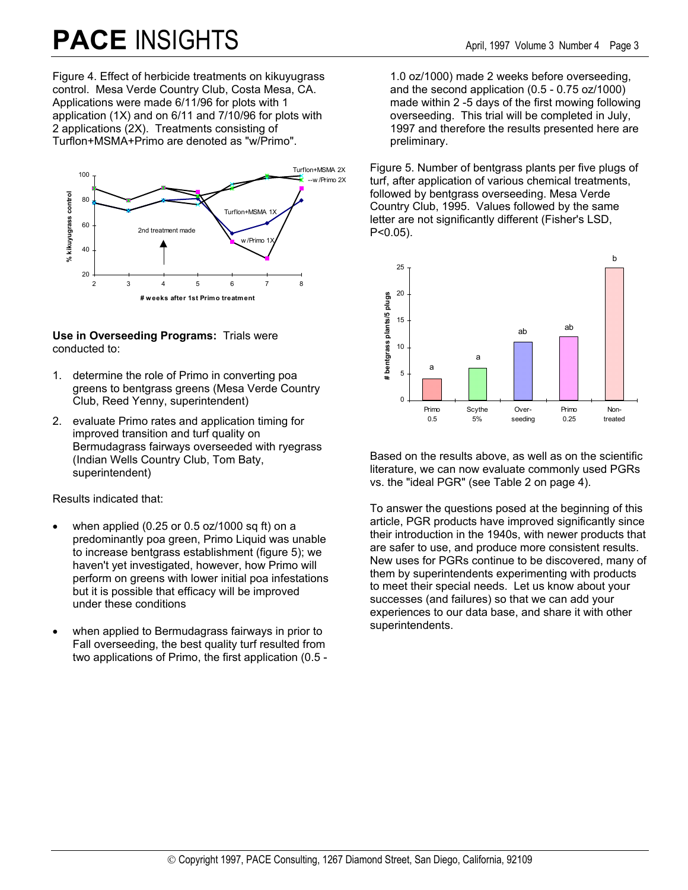Figure 4. Effect of herbicide treatments on kikuyugrass control. Mesa Verde Country Club, Costa Mesa, CA. Applications were made 6/11/96 for plots with 1 application (1X) and on 6/11 and 7/10/96 for plots with 2 applications (2X). Treatments consisting of Turflon+MSMA+Primo are denoted as "w/Primo".

**Use in Overseeding Programs:** Trials were conducted to:

1. determine the role of Primo in converting poa greens to bentgrass greens (Mesa Verde Country Club, Reed Yenny, superintendent)
2. evaluate Primo rates and application timing for improved transition and turf quality on Bermudagrass fairways overseeded with ryegrass (Indian Wells Country Club, Tom Baty, superintendent)

Results indicated that:

- when applied (0.25 or 0.5 oz/1000 sq ft) on a predominantly poa green, Primo Liquid was unable to increase bentgrass establishment (figure 5); we haven't yet investigated, however, how Primo will perform on greens with lower initial poa infestations but it is possible that efficacy will be improved under these conditions
- when applied to Bermudagrass fairways in prior to Fall overseeding, the best quality turf resulted from two applications of Primo, the first application (0.5 - 1.0 oz/1000) made 2 weeks before overseeding, and the second application (0.5 - 0.75 oz/1000) made within 2 -5 days of the first mowing following overseeding. This trial will be completed in July, 1997 and therefore the results presented here are preliminary.

Figure 5. Number of bentgrass plants per five plugs of turf, after application of various chemical treatments, followed by bentgrass overseeding. Mesa Verde Country Club, 1995. Values followed by the same letter are not significantly different (Fisher's LSD, $P<0.05$).

Based on the results above, as well as on the scientific literature, we can now evaluate commonly used PGRs vs. the "ideal PGR" (see Table 2 on page 4).

To answer the questions posed at the beginning of this article, PGR products have improved significantly since their introduction in the 1940s, with newer products that are safer to use, and produce more consistent results. New uses for PGRs continue to be discovered, many of them by superintendents experimenting with products to meet their special needs. Let us know about your successes (and failures) so that we can add your experiences to our data base, and share it with other superintendents.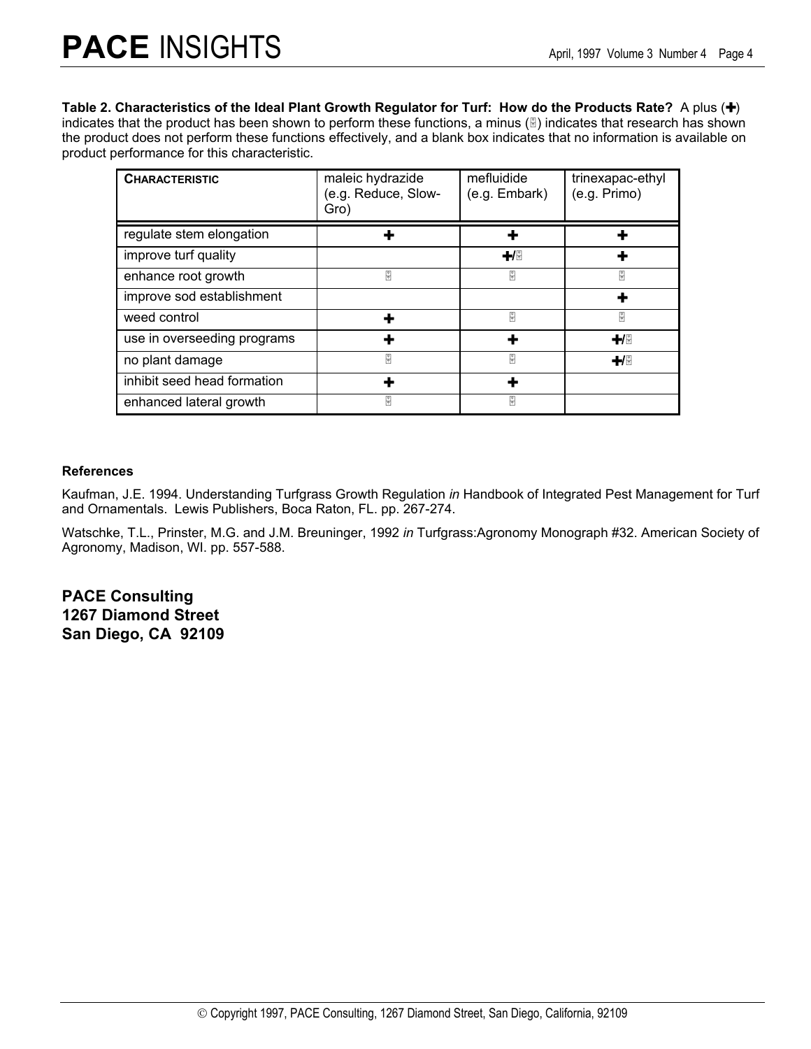**Table 2. Characteristics of the Ideal Plant Growth Regulator for Turf: How do the Products Rate?** A plus (✚) indicates that the product has been shown to perform these functions, a minus (−) indicates that research has shown the product does not perform these functions effectively, and a blank box indicates that no information is available on product performance for this characteristic.

| CHARACTERISTIC | maleic hydrazide (e.g. Reduce, Slow-Gro) | mefluidide (e.g. Embark) | trinexapac-ethyl (e.g. Primo) |
|---|---|---|---|
| regulate stem elongation | ✚ | ✚ | ✚ |
| improve turf quality | | ✚/− | ✚ |
| enhance root growth | − | − | − |
| improve sod establishment | | | ✚ |
| weed control | ✚ | − | − |
| use in overseeding programs | ✚ | ✚ | ✚/− |
| no plant damage | − | − | ✚/− |
| inhibit seed head formation | ✚ | ✚ | |
| enhanced lateral growth | − | − | |

**References**

Kaufman, J.E. 1994. Understanding Turfgrass Growth Regulation *in* Handbook of Integrated Pest Management for Turf and Ornamentals. Lewis Publishers, Boca Raton, FL. pp. 267-274.

Watschke, T.L., Prinster, M.G. and J.M. Breuninger, 1992 *in* Turfgrass:Agronomy Monograph #32. American Society of Agronomy, Madison, WI. pp. 557-588.

**PACE Consulting**
**1267 Diamond Street**
**San Diego, CA 92109**

© Copyright 1997, PACE Consulting, 1267 Diamond Street, San Diego, California, 92109